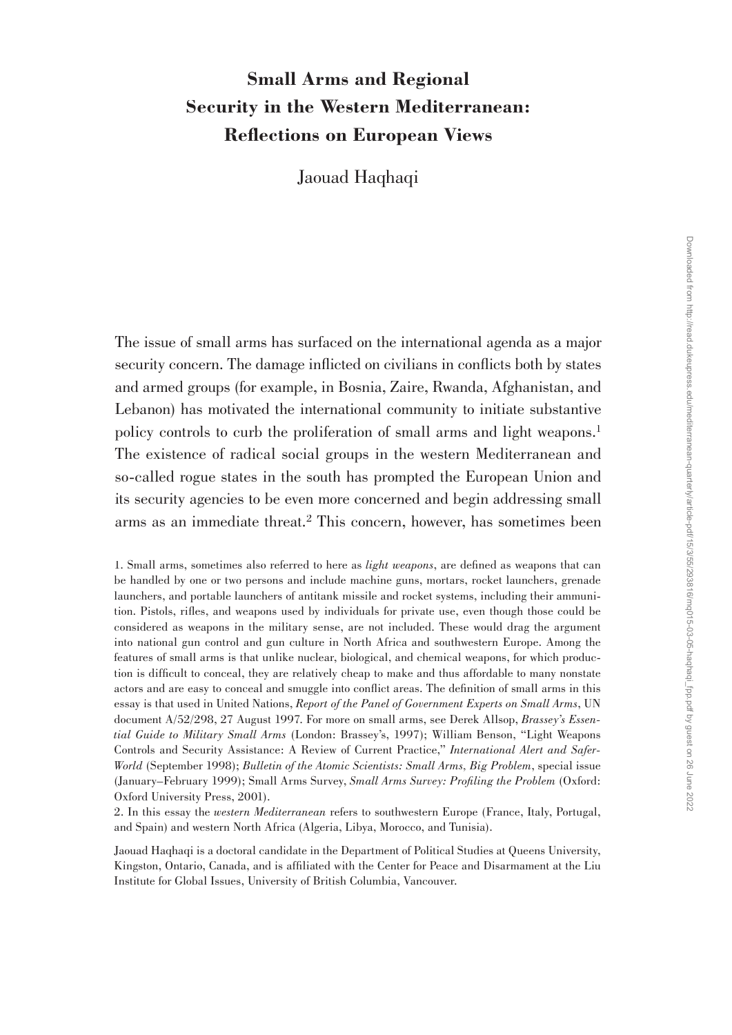# Small Arms and Regional Security in the Western Mediterranean: Reflections on European Views

Jaouad Haqhaqi

The issue of small arms has surfaced on the international agenda as a major security concern. The damage inflicted on civilians in conflicts both by states and armed groups (for example, in Bosnia, Zaire, Rwanda, Afghanistan, and Lebanon) has motivated the international community to initiate substantive policy controls to curb the proliferation of small arms and light weapons.[1] The existence of radical social groups in the western Mediterranean and so-called rogue states in the south has prompted the European Union and its security agencies to be even more concerned and begin addressing small arms as an immediate threat.[2] This concern, however, has sometimes been

1. Small arms, sometimes also referred to here as *light weapons*, are defined as weapons that can be handled by one or two persons and include machine guns, mortars, rocket launchers, grenade launchers, and portable launchers of antitank missile and rocket systems, including their ammunition. Pistols, rifles, and weapons used by individuals for private use, even though those could be considered as weapons in the military sense, are not included. These would drag the argument into national gun control and gun culture in North Africa and southwestern Europe. Among the features of small arms is that unlike nuclear, biological, and chemical weapons, for which production is difficult to conceal, they are relatively cheap to make and thus affordable to many nonstate actors and are easy to conceal and smuggle into conflict areas. The definition of small arms in this essay is that used in United Nations, *Report of the Panel of Government Experts on Small Arms*, UN document A/52/298, 27 August 1997. For more on small arms, see Derek Allsop, *Brassey's Essential Guide to Military Small Arms* (London: Brassey's, 1997); William Benson, "Light Weapons Controls and Security Assistance: A Review of Current Practice," *International Alert and Safer-World* (September 1998); *Bulletin of the Atomic Scientists: Small Arms, Big Problem*, special issue (January–February 1999); Small Arms Survey, *Small Arms Survey: Profiling the Problem* (Oxford: Oxford University Press, 2001).

2. In this essay the *western Mediterranean* refers to southwestern Europe (France, Italy, Portugal, and Spain) and western North Africa (Algeria, Libya, Morocco, and Tunisia).

Jaouad Haqhaqi is a doctoral candidate in the Department of Political Studies at Queens University, Kingston, Ontario, Canada, and is affiliated with the Center for Peace and Disarmament at the Liu Institute for Global Issues, University of British Columbia, Vancouver.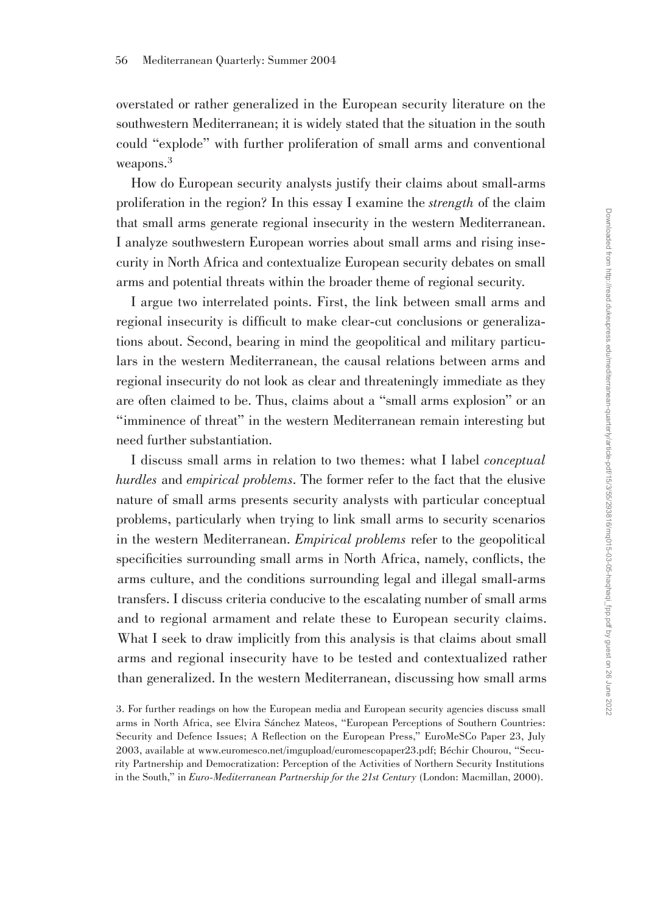overstated or rather generalized in the European security literature on the southwestern Mediterranean; it is widely stated that the situation in the south could "explode" with further proliferation of small arms and conventional weapons.[3]

How do European security analysts justify their claims about small-arms proliferation in the region? In this essay I examine the *strength* of the claim that small arms generate regional insecurity in the western Mediterranean. I analyze southwestern European worries about small arms and rising insecurity in North Africa and contextualize European security debates on small arms and potential threats within the broader theme of regional security.

I argue two interrelated points. First, the link between small arms and regional insecurity is difficult to make clear-cut conclusions or generalizations about. Second, bearing in mind the geopolitical and military particulars in the western Mediterranean, the causal relations between arms and regional insecurity do not look as clear and threateningly immediate as they are often claimed to be. Thus, claims about a "small arms explosion" or an "imminence of threat" in the western Mediterranean remain interesting but need further substantiation.

I discuss small arms in relation to two themes: what I label *conceptual hurdles* and *empirical problems*. The former refer to the fact that the elusive nature of small arms presents security analysts with particular conceptual problems, particularly when trying to link small arms to security scenarios in the western Mediterranean. *Empirical problems* refer to the geopolitical specificities surrounding small arms in North Africa, namely, conflicts, the arms culture, and the conditions surrounding legal and illegal small-arms transfers. I discuss criteria conducive to the escalating number of small arms and to regional armament and relate these to European security claims. What I seek to draw implicitly from this analysis is that claims about small arms and regional insecurity have to be tested and contextualized rather than generalized. In the western Mediterranean, discussing how small arms

3. For further readings on how the European media and European security agencies discuss small arms in North Africa, see Elvira Sánchez Mateos, "European Perceptions of Southern Countries: Security and Defence Issues; A Reflection on the European Press," EuroMeSCo Paper 23, July 2003, available at www.euromesco.net/imgupload/euromescopaper23.pdf; Béchir Chourou, "Security Partnership and Democratization: Perception of the Activities of Northern Security Institutions in the South," in *Euro-Mediterranean Partnership for the 21st Century* (London: Macmillan, 2000).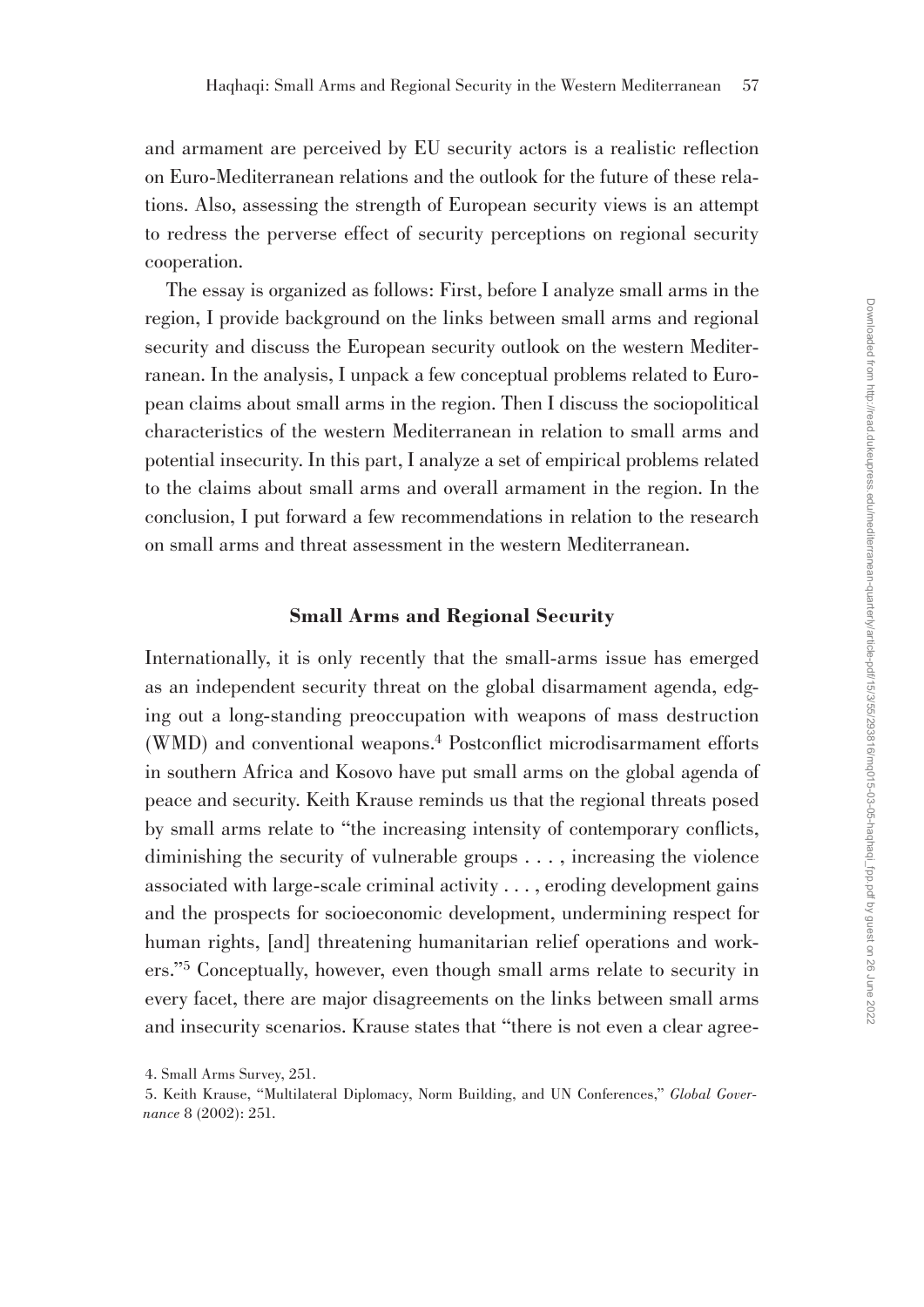and armament are perceived by EU security actors is a realistic reflection on Euro-Mediterranean relations and the outlook for the future of these relations. Also, assessing the strength of European security views is an attempt to redress the perverse effect of security perceptions on regional security cooperation.

The essay is organized as follows: First, before I analyze small arms in the region, I provide background on the links between small arms and regional security and discuss the European security outlook on the western Mediterranean. In the analysis, I unpack a few conceptual problems related to European claims about small arms in the region. Then I discuss the sociopolitical characteristics of the western Mediterranean in relation to small arms and potential insecurity. In this part, I analyze a set of empirical problems related to the claims about small arms and overall armament in the region. In the conclusion, I put forward a few recommendations in relation to the research on small arms and threat assessment in the western Mediterranean.

## Small Arms and Regional Security

Internationally, it is only recently that the small-arms issue has emerged as an independent security threat on the global disarmament agenda, edging out a long-standing preoccupation with weapons of mass destruction (WMD) and conventional weapons.[4] Postconflict microdisarmament efforts in southern Africa and Kosovo have put small arms on the global agenda of peace and security. Keith Krause reminds us that the regional threats posed by small arms relate to "the increasing intensity of contemporary conflicts, diminishing the security of vulnerable groups . . . , increasing the violence associated with large-scale criminal activity . . . , eroding development gains and the prospects for socioeconomic development, undermining respect for human rights, [and] threatening humanitarian relief operations and workers."[5] Conceptually, however, even though small arms relate to security in every facet, there are major disagreements on the links between small arms and insecurity scenarios. Krause states that "there is not even a clear agree-

4. Small Arms Survey, 251.

5. Keith Krause, "Multilateral Diplomacy, Norm Building, and UN Conferences," *Global Governance* 8 (2002): 251.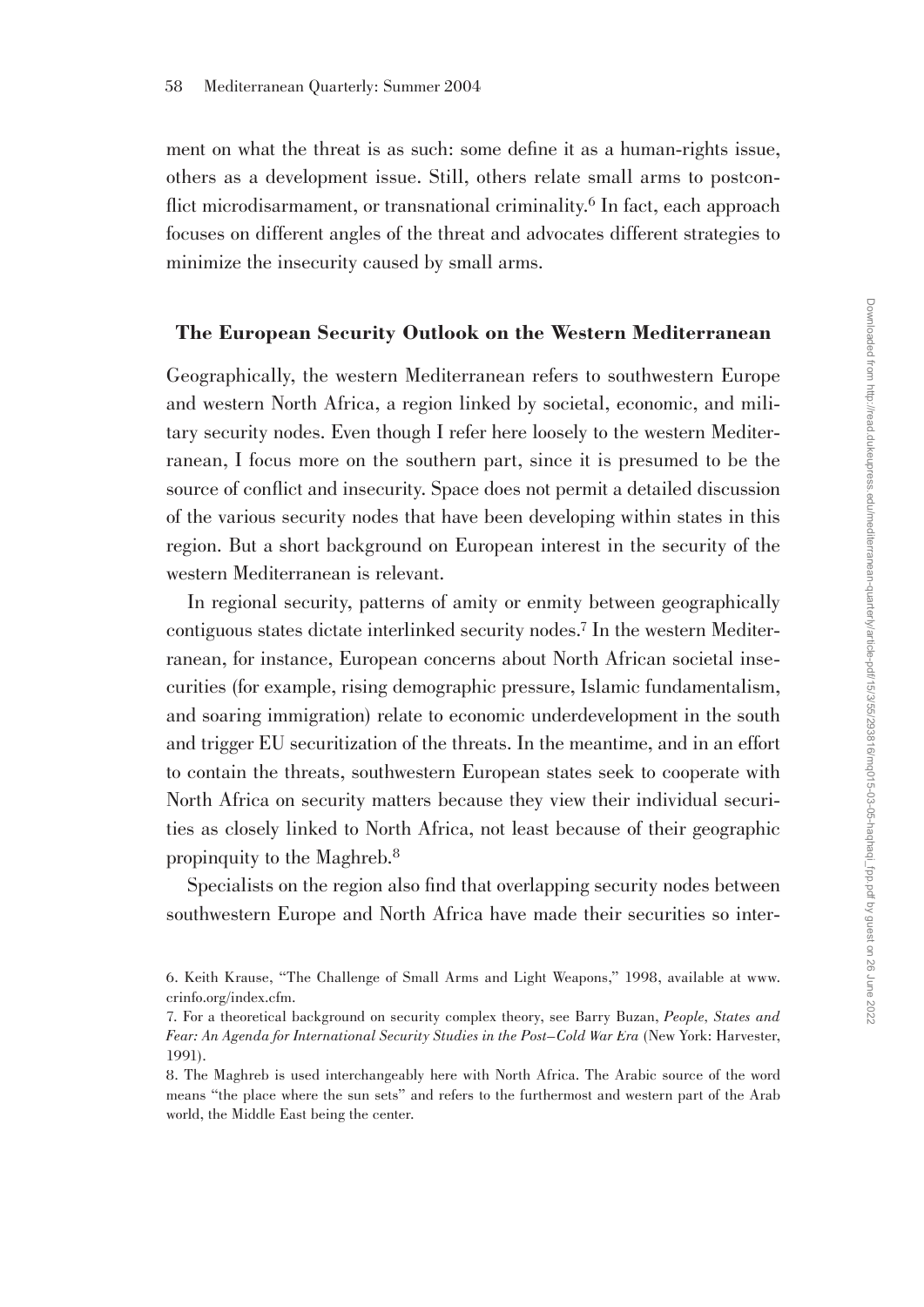ment on what the threat is as such: some define it as a human-rights issue, others as a development issue. Still, others relate small arms to postconflict microdisarmament, or transnational criminality.[6] In fact, each approach focuses on different angles of the threat and advocates different strategies to minimize the insecurity caused by small arms.

## The European Security Outlook on the Western Mediterranean

Geographically, the western Mediterranean refers to southwestern Europe and western North Africa, a region linked by societal, economic, and military security nodes. Even though I refer here loosely to the western Mediterranean, I focus more on the southern part, since it is presumed to be the source of conflict and insecurity. Space does not permit a detailed discussion of the various security nodes that have been developing within states in this region. But a short background on European interest in the security of the western Mediterranean is relevant.

In regional security, patterns of amity or enmity between geographically contiguous states dictate interlinked security nodes.[7] In the western Mediterranean, for instance, European concerns about North African societal insecurities (for example, rising demographic pressure, Islamic fundamentalism, and soaring immigration) relate to economic underdevelopment in the south and trigger EU securitization of the threats. In the meantime, and in an effort to contain the threats, southwestern European states seek to cooperate with North Africa on security matters because they view their individual securities as closely linked to North Africa, not least because of their geographic propinquity to the Maghreb.[8]

Specialists on the region also find that overlapping security nodes between southwestern Europe and North Africa have made their securities so inter-

6. Keith Krause, "The Challenge of Small Arms and Light Weapons," 1998, available at www.crinfo.org/index.cfm.

7. For a theoretical background on security complex theory, see Barry Buzan, *People, States and Fear: An Agenda for International Security Studies in the Post–Cold War Era* (New York: Harvester, 1991).

8. The Maghreb is used interchangeably here with North Africa. The Arabic source of the word means "the place where the sun sets" and refers to the furthermost and western part of the Arab world, the Middle East being the center.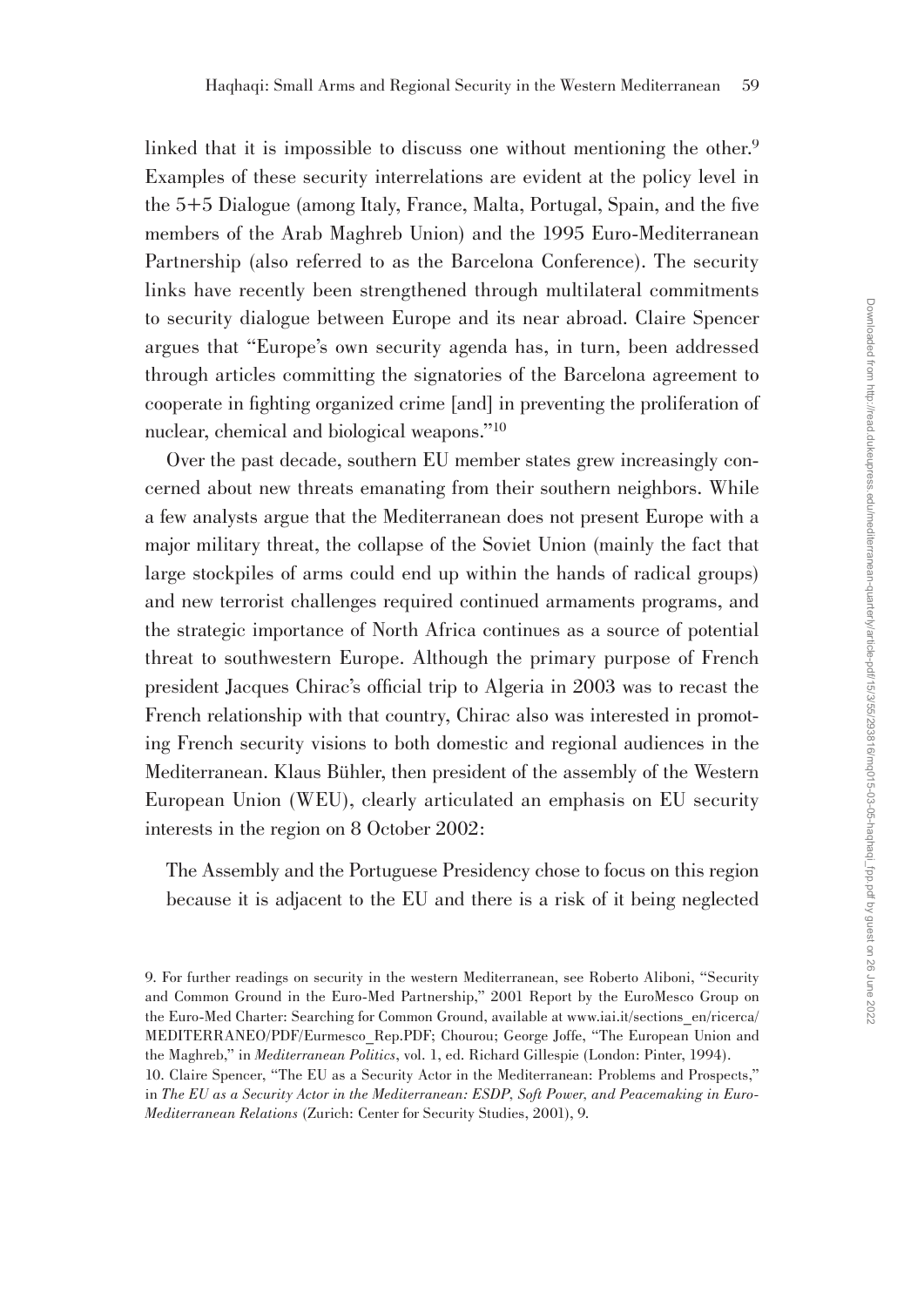linked that it is impossible to discuss one without mentioning the other.[9] Examples of these security interrelations are evident at the policy level in the 5+5 Dialogue (among Italy, France, Malta, Portugal, Spain, and the five members of the Arab Maghreb Union) and the 1995 Euro-Mediterranean Partnership (also referred to as the Barcelona Conference). The security links have recently been strengthened through multilateral commitments to security dialogue between Europe and its near abroad. Claire Spencer argues that "Europe's own security agenda has, in turn, been addressed through articles committing the signatories of the Barcelona agreement to cooperate in fighting organized crime [and] in preventing the proliferation of nuclear, chemical and biological weapons."[10]

Over the past decade, southern EU member states grew increasingly concerned about new threats emanating from their southern neighbors. While a few analysts argue that the Mediterranean does not present Europe with a major military threat, the collapse of the Soviet Union (mainly the fact that large stockpiles of arms could end up within the hands of radical groups) and new terrorist challenges required continued armaments programs, and the strategic importance of North Africa continues as a source of potential threat to southwestern Europe. Although the primary purpose of French president Jacques Chirac's official trip to Algeria in 2003 was to recast the French relationship with that country, Chirac also was interested in promoting French security visions to both domestic and regional audiences in the Mediterranean. Klaus Bühler, then president of the assembly of the Western European Union (WEU), clearly articulated an emphasis on EU security interests in the region on 8 October 2002:

> The Assembly and the Portuguese Presidency chose to focus on this region because it is adjacent to the EU and there is a risk of it being neglected

9. For further readings on security in the western Mediterranean, see Roberto Aliboni, "Security and Common Ground in the Euro-Med Partnership," 2001 Report by the EuroMesco Group on the Euro-Med Charter: Searching for Common Ground, available at www.iai.it/sections_en/ricerca/MEDITERRANEO/PDF/Eurmesco_Rep.PDF; Chourou; George Joffe, "The European Union and the Maghreb," in *Mediterranean Politics*, vol. 1, ed. Richard Gillespie (London: Pinter, 1994).

10. Claire Spencer, "The EU as a Security Actor in the Mediterranean: Problems and Prospects," in *The EU as a Security Actor in the Mediterranean: ESDP, Soft Power, and Peacemaking in Euro-Mediterranean Relations* (Zurich: Center for Security Studies, 2001), 9.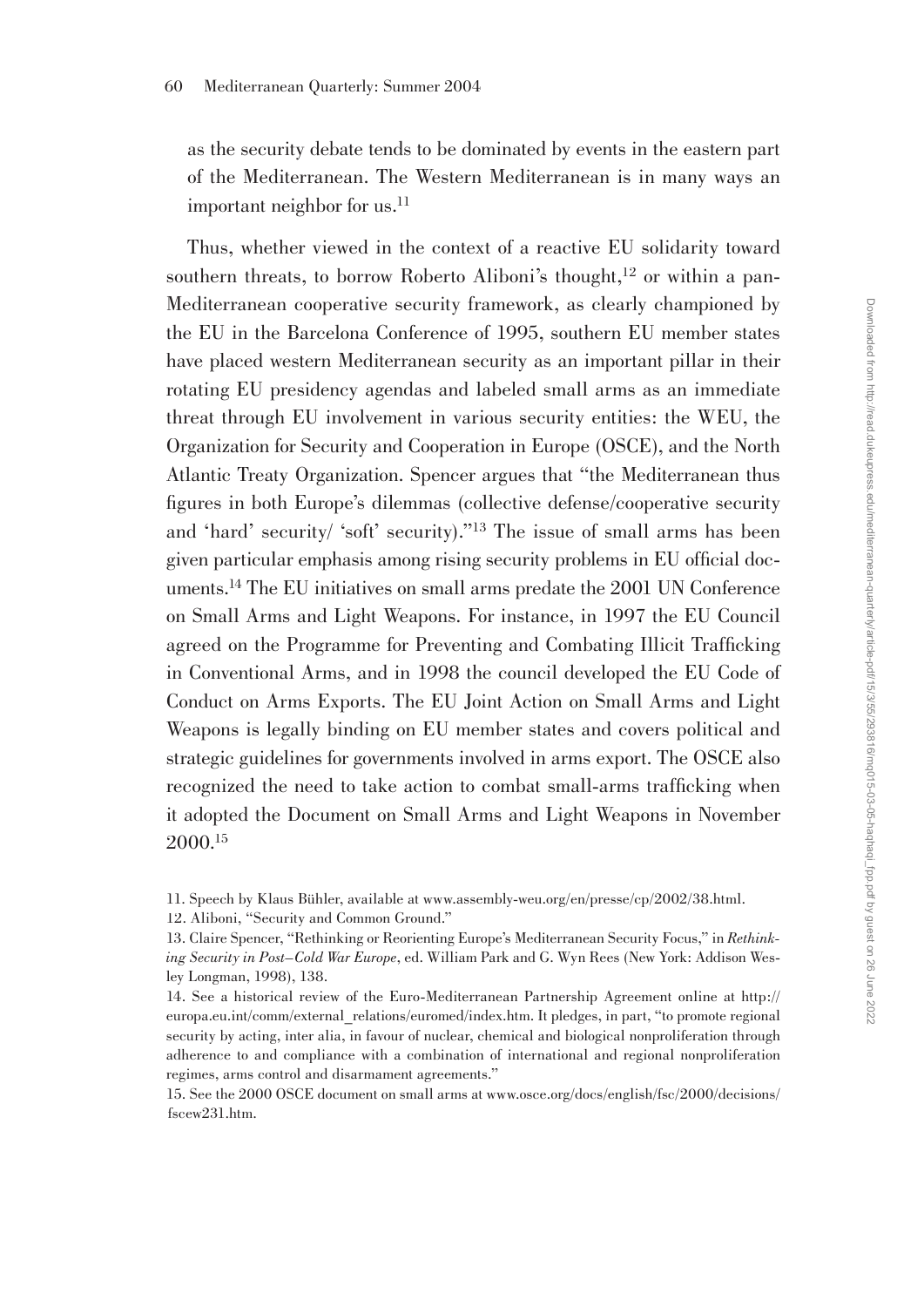as the security debate tends to be dominated by events in the eastern part of the Mediterranean. The Western Mediterranean is in many ways an important neighbor for us.[11]

Thus, whether viewed in the context of a reactive EU solidarity toward southern threats, to borrow Roberto Aliboni's thought,[12] or within a pan-Mediterranean cooperative security framework, as clearly championed by the EU in the Barcelona Conference of 1995, southern EU member states have placed western Mediterranean security as an important pillar in their rotating EU presidency agendas and labeled small arms as an immediate threat through EU involvement in various security entities: the WEU, the Organization for Security and Cooperation in Europe (OSCE), and the North Atlantic Treaty Organization. Spencer argues that "the Mediterranean thus figures in both Europe's dilemmas (collective defense/cooperative security and 'hard' security/ 'soft' security)."[13] The issue of small arms has been given particular emphasis among rising security problems in EU official documents.[14] The EU initiatives on small arms predate the 2001 UN Conference on Small Arms and Light Weapons. For instance, in 1997 the EU Council agreed on the Programme for Preventing and Combating Illicit Trafficking in Conventional Arms, and in 1998 the council developed the EU Code of Conduct on Arms Exports. The EU Joint Action on Small Arms and Light Weapons is legally binding on EU member states and covers political and strategic guidelines for governments involved in arms export. The OSCE also recognized the need to take action to combat small-arms trafficking when it adopted the Document on Small Arms and Light Weapons in November 2000.[15]

11. Speech by Klaus Bühler, available at www.assembly-weu.org/en/presse/cp/2002/38.html.

12. Aliboni, "Security and Common Ground."

13. Claire Spencer, "Rethinking or Reorienting Europe's Mediterranean Security Focus," in *Rethinking Security in Post–Cold War Europe*, ed. William Park and G. Wyn Rees (New York: Addison Wesley Longman, 1998), 138.

14. See a historical review of the Euro-Mediterranean Partnership Agreement online at http://europa.eu.int/comm/external_relations/euromed/index.htm. It pledges, in part, "to promote regional security by acting, inter alia, in favour of nuclear, chemical and biological nonproliferation through adherence to and compliance with a combination of international and regional nonproliferation regimes, arms control and disarmament agreements."

15. See the 2000 OSCE document on small arms at www.osce.org/docs/english/fsc/2000/decisions/fscew231.htm.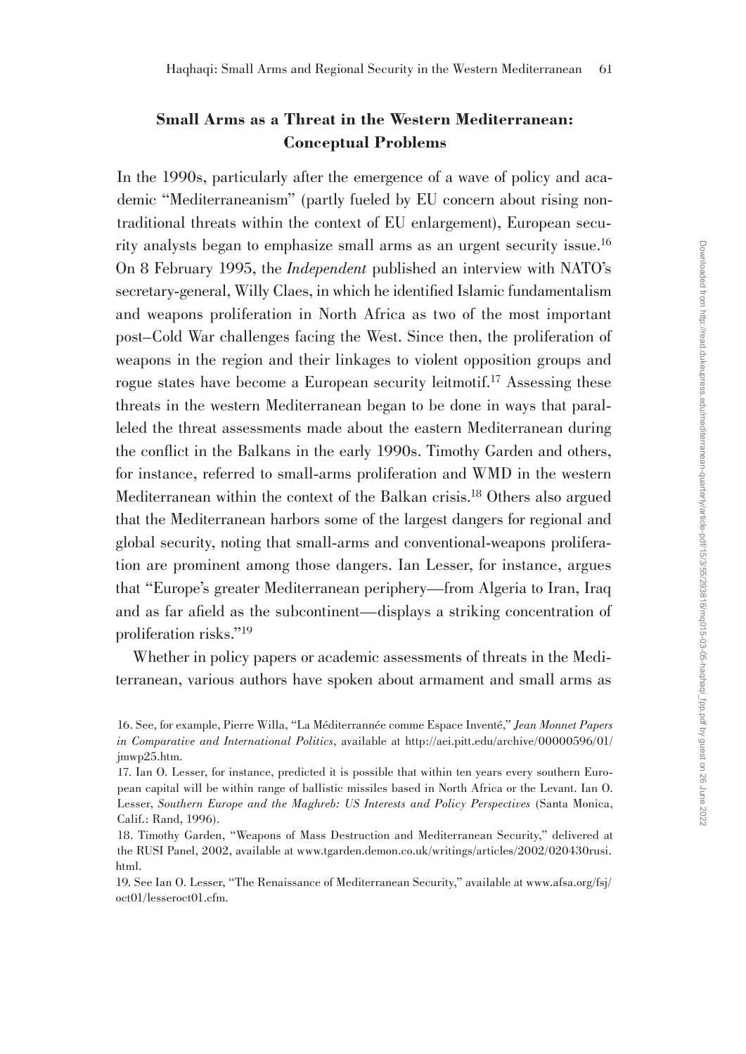## Small Arms as a Threat in the Western Mediterranean: Conceptual Problems

In the 1990s, particularly after the emergence of a wave of policy and academic "Mediterraneanism" (partly fueled by EU concern about rising nontraditional threats within the context of EU enlargement), European security analysts began to emphasize small arms as an urgent security issue.[16] On 8 February 1995, the *Independent* published an interview with NATO's secretary-general, Willy Claes, in which he identified Islamic fundamentalism and weapons proliferation in North Africa as two of the most important post–Cold War challenges facing the West. Since then, the proliferation of weapons in the region and their linkages to violent opposition groups and rogue states have become a European security leitmotif.[17] Assessing these threats in the western Mediterranean began to be done in ways that paralleled the threat assessments made about the eastern Mediterranean during the conflict in the Balkans in the early 1990s. Timothy Garden and others, for instance, referred to small-arms proliferation and WMD in the western Mediterranean within the context of the Balkan crisis.[18] Others also argued that the Mediterranean harbors some of the largest dangers for regional and global security, noting that small-arms and conventional-weapons proliferation are prominent among those dangers. Ian Lesser, for instance, argues that "Europe's greater Mediterranean periphery—from Algeria to Iran, Iraq and as far afield as the subcontinent—displays a striking concentration of proliferation risks."[19]

Whether in policy papers or academic assessments of threats in the Mediterranean, various authors have spoken about armament and small arms as

16. See, for example, Pierre Willa, "La Méditerrannée comme Espace Inventé," *Jean Monnet Papers in Comparative and International Politics*, available at http://aei.pitt.edu/archive/00000596/01/jmwp25.htm.

17. Ian O. Lesser, for instance, predicted it is possible that within ten years every southern European capital will be within range of ballistic missiles based in North Africa or the Levant. Ian O. Lesser, *Southern Europe and the Maghreb: US Interests and Policy Perspectives* (Santa Monica, Calif.: Rand, 1996).

18. Timothy Garden, "Weapons of Mass Destruction and Mediterranean Security," delivered at the RUSI Panel, 2002, available at www.tgarden.demon.co.uk/writings/articles/2002/020430rusi.html.

19. See Ian O. Lesser, "The Renaissance of Mediterranean Security," available at www.afsa.org/fsj/oct01/lesseroct01.cfm.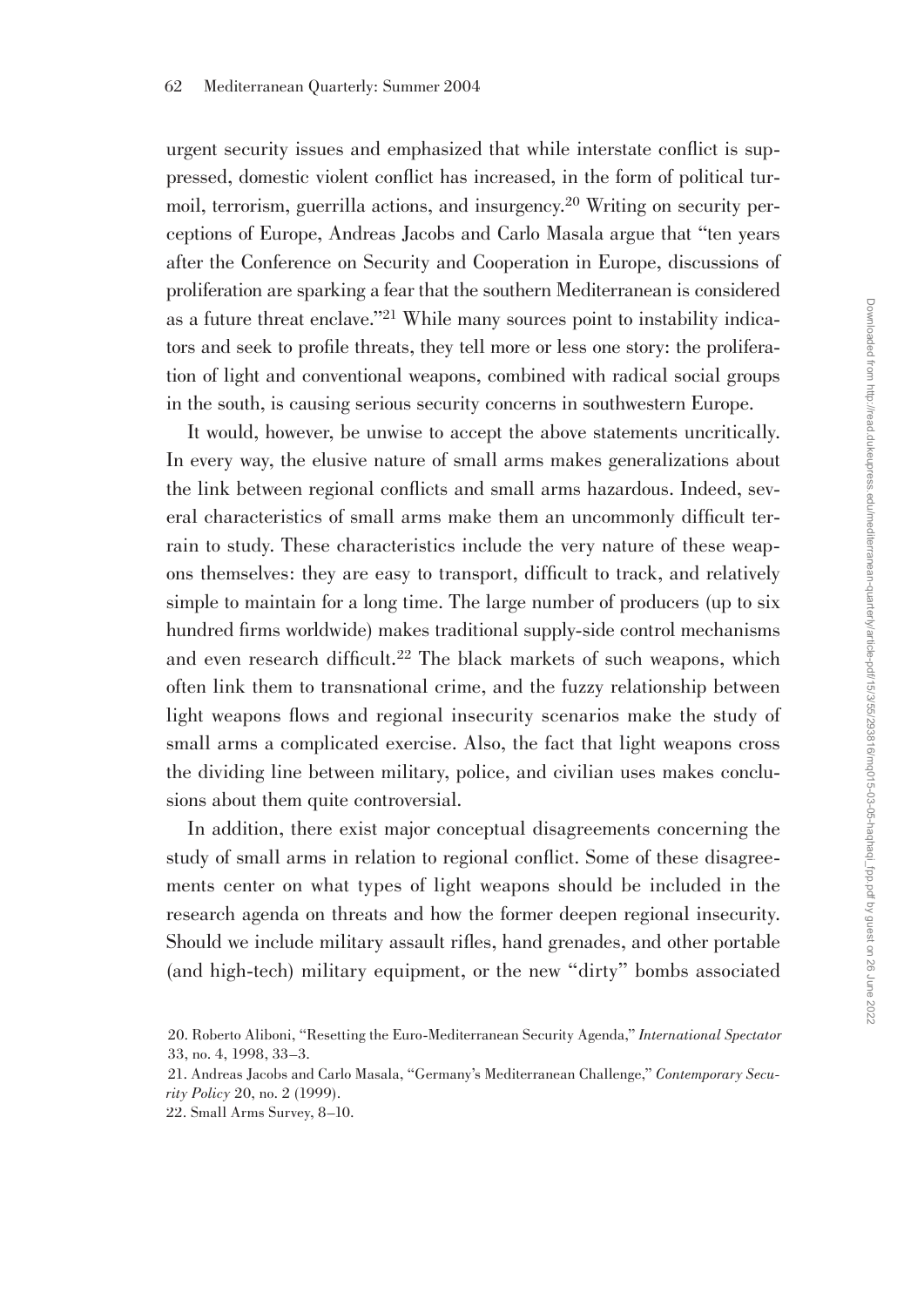urgent security issues and emphasized that while interstate conflict is suppressed, domestic violent conflict has increased, in the form of political turmoil, terrorism, guerrilla actions, and insurgency.[20] Writing on security perceptions of Europe, Andreas Jacobs and Carlo Masala argue that "ten years after the Conference on Security and Cooperation in Europe, discussions of proliferation are sparking a fear that the southern Mediterranean is considered as a future threat enclave."[21] While many sources point to instability indicators and seek to profile threats, they tell more or less one story: the proliferation of light and conventional weapons, combined with radical social groups in the south, is causing serious security concerns in southwestern Europe.

It would, however, be unwise to accept the above statements uncritically. In every way, the elusive nature of small arms makes generalizations about the link between regional conflicts and small arms hazardous. Indeed, several characteristics of small arms make them an uncommonly difficult terrain to study. These characteristics include the very nature of these weapons themselves: they are easy to transport, difficult to track, and relatively simple to maintain for a long time. The large number of producers (up to six hundred firms worldwide) makes traditional supply-side control mechanisms and even research difficult.[22] The black markets of such weapons, which often link them to transnational crime, and the fuzzy relationship between light weapons flows and regional insecurity scenarios make the study of small arms a complicated exercise. Also, the fact that light weapons cross the dividing line between military, police, and civilian uses makes conclusions about them quite controversial.

In addition, there exist major conceptual disagreements concerning the study of small arms in relation to regional conflict. Some of these disagreements center on what types of light weapons should be included in the research agenda on threats and how the former deepen regional insecurity. Should we include military assault rifles, hand grenades, and other portable (and high-tech) military equipment, or the new "dirty" bombs associated

20. Roberto Aliboni, "Resetting the Euro-Mediterranean Security Agenda," *International Spectator* 33, no. 4, 1998, 33–3.

21. Andreas Jacobs and Carlo Masala, "Germany's Mediterranean Challenge," *Contemporary Security Policy* 20, no. 2 (1999).

22. Small Arms Survey, 8–10.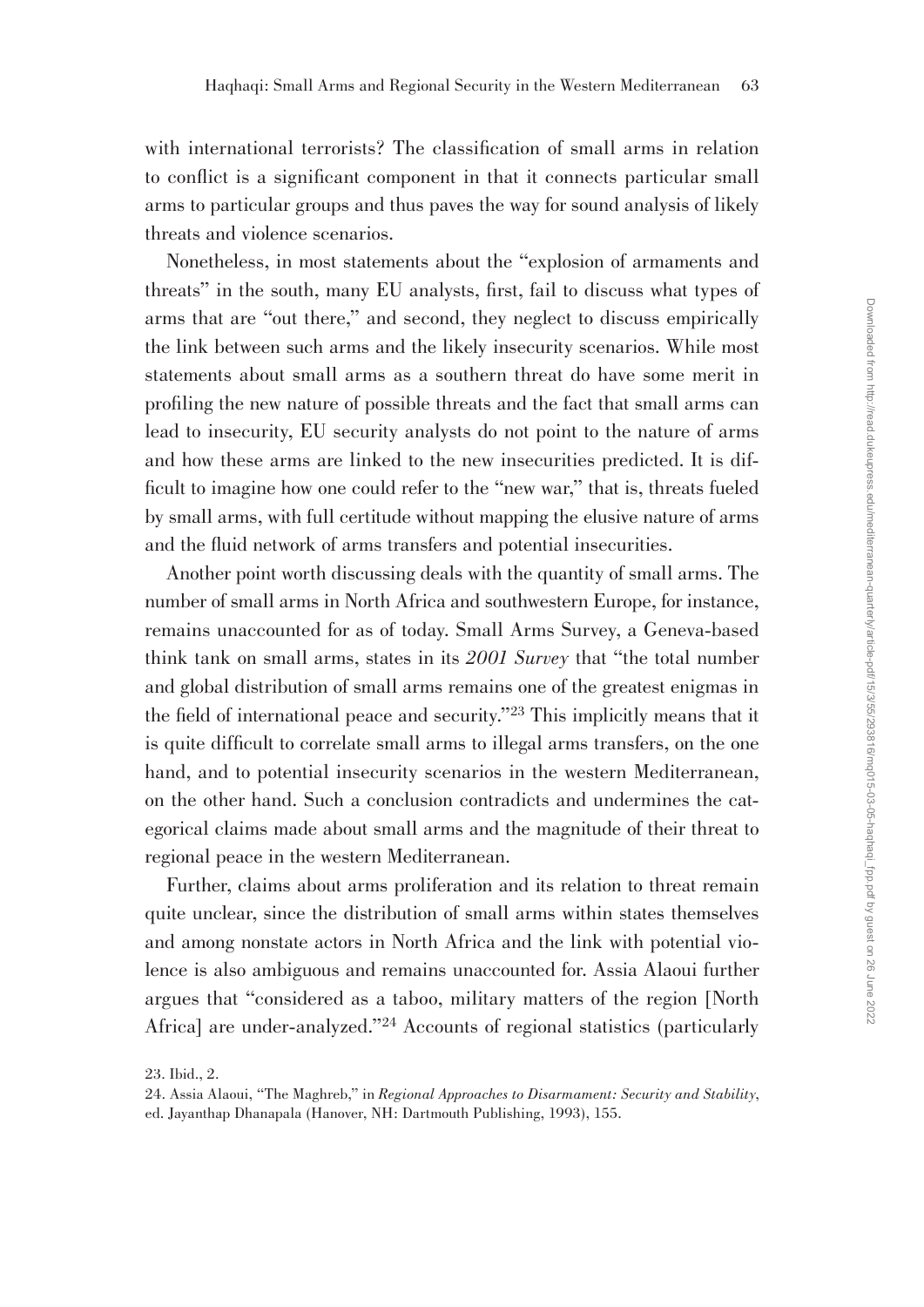with international terrorists? The classification of small arms in relation to conflict is a significant component in that it connects particular small arms to particular groups and thus paves the way for sound analysis of likely threats and violence scenarios.

Nonetheless, in most statements about the "explosion of armaments and threats" in the south, many EU analysts, first, fail to discuss what types of arms that are "out there," and second, they neglect to discuss empirically the link between such arms and the likely insecurity scenarios. While most statements about small arms as a southern threat do have some merit in profiling the new nature of possible threats and the fact that small arms can lead to insecurity, EU security analysts do not point to the nature of arms and how these arms are linked to the new insecurities predicted. It is difficult to imagine how one could refer to the "new war," that is, threats fueled by small arms, with full certitude without mapping the elusive nature of arms and the fluid network of arms transfers and potential insecurities.

Another point worth discussing deals with the quantity of small arms. The number of small arms in North Africa and southwestern Europe, for instance, remains unaccounted for as of today. Small Arms Survey, a Geneva-based think tank on small arms, states in its *2001 Survey* that "the total number and global distribution of small arms remains one of the greatest enigmas in the field of international peace and security."[23] This implicitly means that it is quite difficult to correlate small arms to illegal arms transfers, on the one hand, and to potential insecurity scenarios in the western Mediterranean, on the other hand. Such a conclusion contradicts and undermines the categorical claims made about small arms and the magnitude of their threat to regional peace in the western Mediterranean.

Further, claims about arms proliferation and its relation to threat remain quite unclear, since the distribution of small arms within states themselves and among nonstate actors in North Africa and the link with potential violence is also ambiguous and remains unaccounted for. Assia Alaoui further argues that "considered as a taboo, military matters of the region [North Africa] are under-analyzed."[24] Accounts of regional statistics (particularly

23. Ibid., 2.

24. Assia Alaoui, "The Maghreb," in *Regional Approaches to Disarmament: Security and Stability*, ed. Jayanthap Dhanapala (Hanover, NH: Dartmouth Publishing, 1993), 155.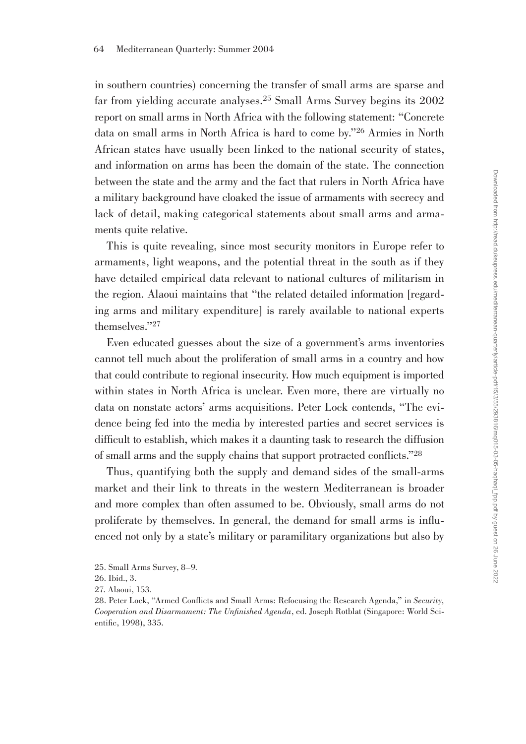in southern countries) concerning the transfer of small arms are sparse and far from yielding accurate analyses.[25] Small Arms Survey begins its 2002 report on small arms in North Africa with the following statement: "Concrete data on small arms in North Africa is hard to come by."[26] Armies in North African states have usually been linked to the national security of states, and information on arms has been the domain of the state. The connection between the state and the army and the fact that rulers in North Africa have a military background have cloaked the issue of armaments with secrecy and lack of detail, making categorical statements about small arms and armaments quite relative.

This is quite revealing, since most security monitors in Europe refer to armaments, light weapons, and the potential threat in the south as if they have detailed empirical data relevant to national cultures of militarism in the region. Alaoui maintains that "the related detailed information [regarding arms and military expenditure] is rarely available to national experts themselves."[27]

Even educated guesses about the size of a government's arms inventories cannot tell much about the proliferation of small arms in a country and how that could contribute to regional insecurity. How much equipment is imported within states in North Africa is unclear. Even more, there are virtually no data on nonstate actors' arms acquisitions. Peter Lock contends, "The evidence being fed into the media by interested parties and secret services is difficult to establish, which makes it a daunting task to research the diffusion of small arms and the supply chains that support protracted conflicts."[28]

Thus, quantifying both the supply and demand sides of the small-arms market and their link to threats in the western Mediterranean is broader and more complex than often assumed to be. Obviously, small arms do not proliferate by themselves. In general, the demand for small arms is influenced not only by a state's military or paramilitary organizations but also by

25. Small Arms Survey, 8–9.

26. Ibid., 3.

27. Alaoui, 153.

28. Peter Lock, "Armed Conflicts and Small Arms: Refocusing the Research Agenda," in *Security, Cooperation and Disarmament: The Unfinished Agenda*, ed. Joseph Rotblat (Singapore: World Scientific, 1998), 335.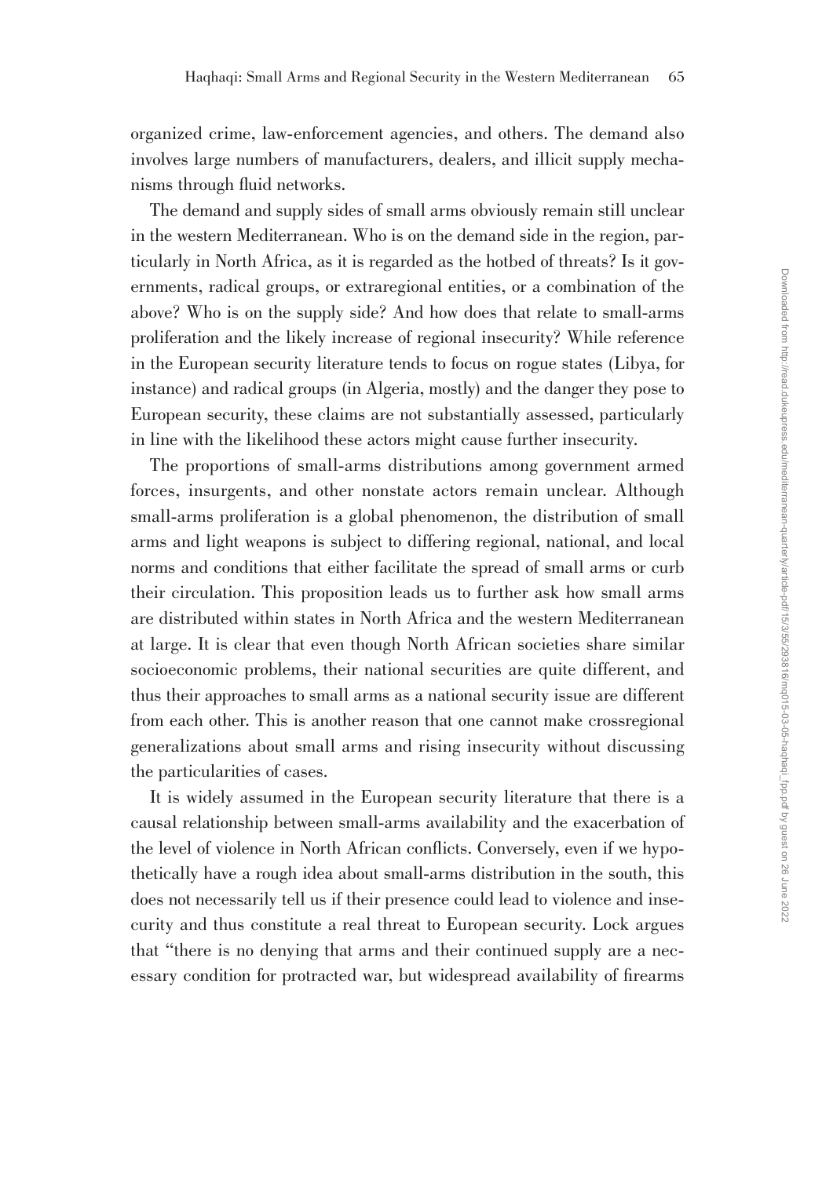organized crime, law-enforcement agencies, and others. The demand also involves large numbers of manufacturers, dealers, and illicit supply mechanisms through fluid networks.

The demand and supply sides of small arms obviously remain still unclear in the western Mediterranean. Who is on the demand side in the region, particularly in North Africa, as it is regarded as the hotbed of threats? Is it governments, radical groups, or extraregional entities, or a combination of the above? Who is on the supply side? And how does that relate to small-arms proliferation and the likely increase of regional insecurity? While reference in the European security literature tends to focus on rogue states (Libya, for instance) and radical groups (in Algeria, mostly) and the danger they pose to European security, these claims are not substantially assessed, particularly in line with the likelihood these actors might cause further insecurity.

The proportions of small-arms distributions among government armed forces, insurgents, and other nonstate actors remain unclear. Although small-arms proliferation is a global phenomenon, the distribution of small arms and light weapons is subject to differing regional, national, and local norms and conditions that either facilitate the spread of small arms or curb their circulation. This proposition leads us to further ask how small arms are distributed within states in North Africa and the western Mediterranean at large. It is clear that even though North African societies share similar socioeconomic problems, their national securities are quite different, and thus their approaches to small arms as a national security issue are different from each other. This is another reason that one cannot make crossregional generalizations about small arms and rising insecurity without discussing the particularities of cases.

It is widely assumed in the European security literature that there is a causal relationship between small-arms availability and the exacerbation of the level of violence in North African conflicts. Conversely, even if we hypothetically have a rough idea about small-arms distribution in the south, this does not necessarily tell us if their presence could lead to violence and insecurity and thus constitute a real threat to European security. Lock argues that "there is no denying that arms and their continued supply are a necessary condition for protracted war, but widespread availability of firearms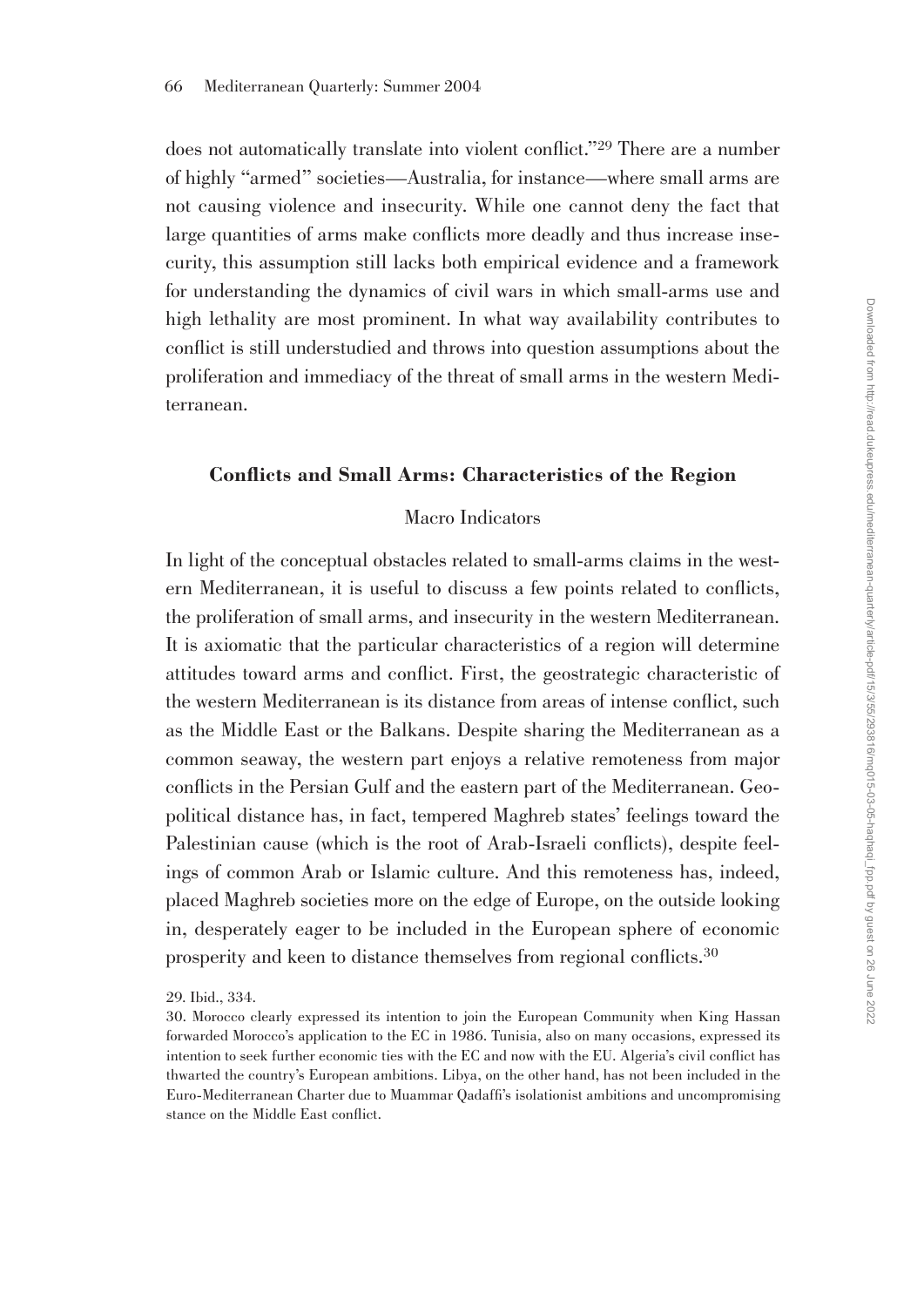does not automatically translate into violent conflict."[29] There are a number of highly "armed" societies—Australia, for instance—where small arms are not causing violence and insecurity. While one cannot deny the fact that large quantities of arms make conflicts more deadly and thus increase insecurity, this assumption still lacks both empirical evidence and a framework for understanding the dynamics of civil wars in which small-arms use and high lethality are most prominent. In what way availability contributes to conflict is still understudied and throws into question assumptions about the proliferation and immediacy of the threat of small arms in the western Mediterranean.

## Conflicts and Small Arms: Characteristics of the Region

### Macro Indicators

In light of the conceptual obstacles related to small-arms claims in the western Mediterranean, it is useful to discuss a few points related to conflicts, the proliferation of small arms, and insecurity in the western Mediterranean. It is axiomatic that the particular characteristics of a region will determine attitudes toward arms and conflict. First, the geostrategic characteristic of the western Mediterranean is its distance from areas of intense conflict, such as the Middle East or the Balkans. Despite sharing the Mediterranean as a common seaway, the western part enjoys a relative remoteness from major conflicts in the Persian Gulf and the eastern part of the Mediterranean. Geopolitical distance has, in fact, tempered Maghreb states' feelings toward the Palestinian cause (which is the root of Arab-Israeli conflicts), despite feelings of common Arab or Islamic culture. And this remoteness has, indeed, placed Maghreb societies more on the edge of Europe, on the outside looking in, desperately eager to be included in the European sphere of economic prosperity and keen to distance themselves from regional conflicts.[30]

29. Ibid., 334.

30. Morocco clearly expressed its intention to join the European Community when King Hassan forwarded Morocco's application to the EC in 1986. Tunisia, also on many occasions, expressed its intention to seek further economic ties with the EC and now with the EU. Algeria's civil conflict has thwarted the country's European ambitions. Libya, on the other hand, has not been included in the Euro-Mediterranean Charter due to Muammar Qadaffi's isolationist ambitions and uncompromising stance on the Middle East conflict.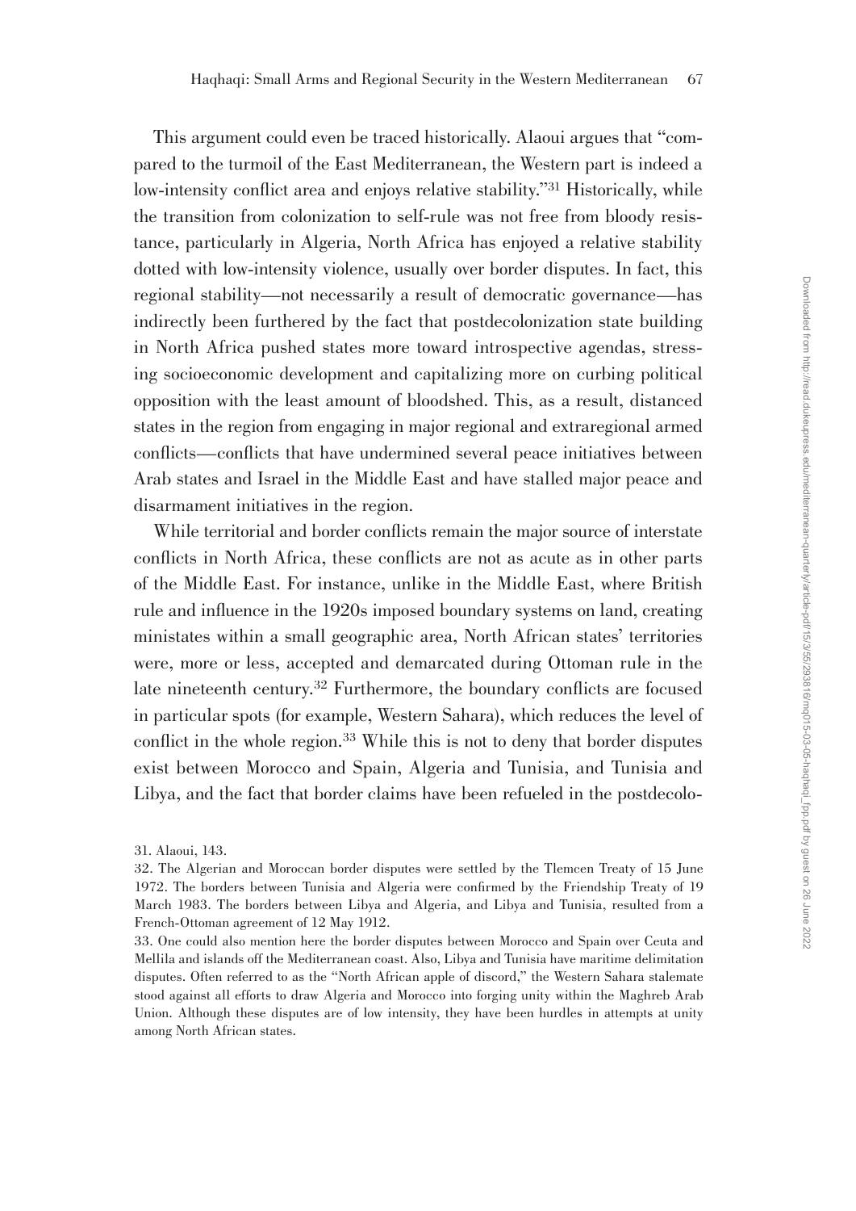This argument could even be traced historically. Alaoui argues that "compared to the turmoil of the East Mediterranean, the Western part is indeed a low-intensity conflict area and enjoys relative stability."[31] Historically, while the transition from colonization to self-rule was not free from bloody resistance, particularly in Algeria, North Africa has enjoyed a relative stability dotted with low-intensity violence, usually over border disputes. In fact, this regional stability—not necessarily a result of democratic governance—has indirectly been furthered by the fact that postdecolonization state building in North Africa pushed states more toward introspective agendas, stressing socioeconomic development and capitalizing more on curbing political opposition with the least amount of bloodshed. This, as a result, distanced states in the region from engaging in major regional and extraregional armed conflicts—conflicts that have undermined several peace initiatives between Arab states and Israel in the Middle East and have stalled major peace and disarmament initiatives in the region.

While territorial and border conflicts remain the major source of interstate conflicts in North Africa, these conflicts are not as acute as in other parts of the Middle East. For instance, unlike in the Middle East, where British rule and influence in the 1920s imposed boundary systems on land, creating ministates within a small geographic area, North African states' territories were, more or less, accepted and demarcated during Ottoman rule in the late nineteenth century.[32] Furthermore, the boundary conflicts are focused in particular spots (for example, Western Sahara), which reduces the level of conflict in the whole region.[33] While this is not to deny that border disputes exist between Morocco and Spain, Algeria and Tunisia, and Tunisia and Libya, and the fact that border claims have been refueled in the postdecolo-

31. Alaoui, 143.

32. The Algerian and Moroccan border disputes were settled by the Tlemcen Treaty of 15 June 1972. The borders between Tunisia and Algeria were confirmed by the Friendship Treaty of 19 March 1983. The borders between Libya and Algeria, and Libya and Tunisia, resulted from a French-Ottoman agreement of 12 May 1912.

33. One could also mention here the border disputes between Morocco and Spain over Ceuta and Mellila and islands off the Mediterranean coast. Also, Libya and Tunisia have maritime delimitation disputes. Often referred to as the "North African apple of discord," the Western Sahara stalemate stood against all efforts to draw Algeria and Morocco into forging unity within the Maghreb Arab Union. Although these disputes are of low intensity, they have been hurdles in attempts at unity among North African states.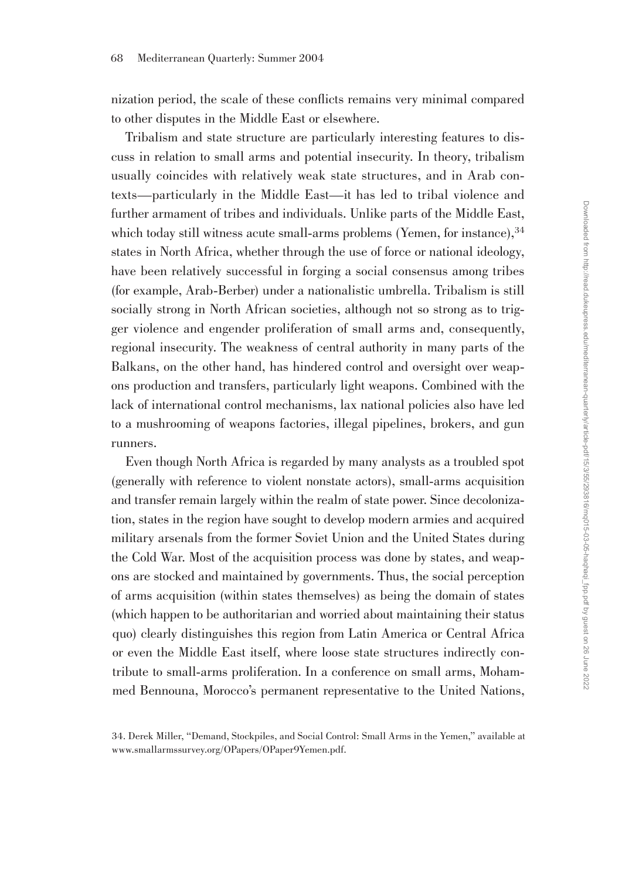nization period, the scale of these conflicts remains very minimal compared to other disputes in the Middle East or elsewhere.

Tribalism and state structure are particularly interesting features to discuss in relation to small arms and potential insecurity. In theory, tribalism usually coincides with relatively weak state structures, and in Arab contexts—particularly in the Middle East—it has led to tribal violence and further armament of tribes and individuals. Unlike parts of the Middle East, which today still witness acute small-arms problems (Yemen, for instance),[34] states in North Africa, whether through the use of force or national ideology, have been relatively successful in forging a social consensus among tribes (for example, Arab-Berber) under a nationalistic umbrella. Tribalism is still socially strong in North African societies, although not so strong as to trigger violence and engender proliferation of small arms and, consequently, regional insecurity. The weakness of central authority in many parts of the Balkans, on the other hand, has hindered control and oversight over weapons production and transfers, particularly light weapons. Combined with the lack of international control mechanisms, lax national policies also have led to a mushrooming of weapons factories, illegal pipelines, brokers, and gun runners.

Even though North Africa is regarded by many analysts as a troubled spot (generally with reference to violent nonstate actors), small-arms acquisition and transfer remain largely within the realm of state power. Since decolonization, states in the region have sought to develop modern armies and acquired military arsenals from the former Soviet Union and the United States during the Cold War. Most of the acquisition process was done by states, and weapons are stocked and maintained by governments. Thus, the social perception of arms acquisition (within states themselves) as being the domain of states (which happen to be authoritarian and worried about maintaining their status quo) clearly distinguishes this region from Latin America or Central Africa or even the Middle East itself, where loose state structures indirectly contribute to small-arms proliferation. In a conference on small arms, Mohammed Bennouna, Morocco's permanent representative to the United Nations,

34. Derek Miller, "Demand, Stockpiles, and Social Control: Small Arms in the Yemen," available at www.smallarmssurvey.org/OPapers/OPaper9Yemen.pdf.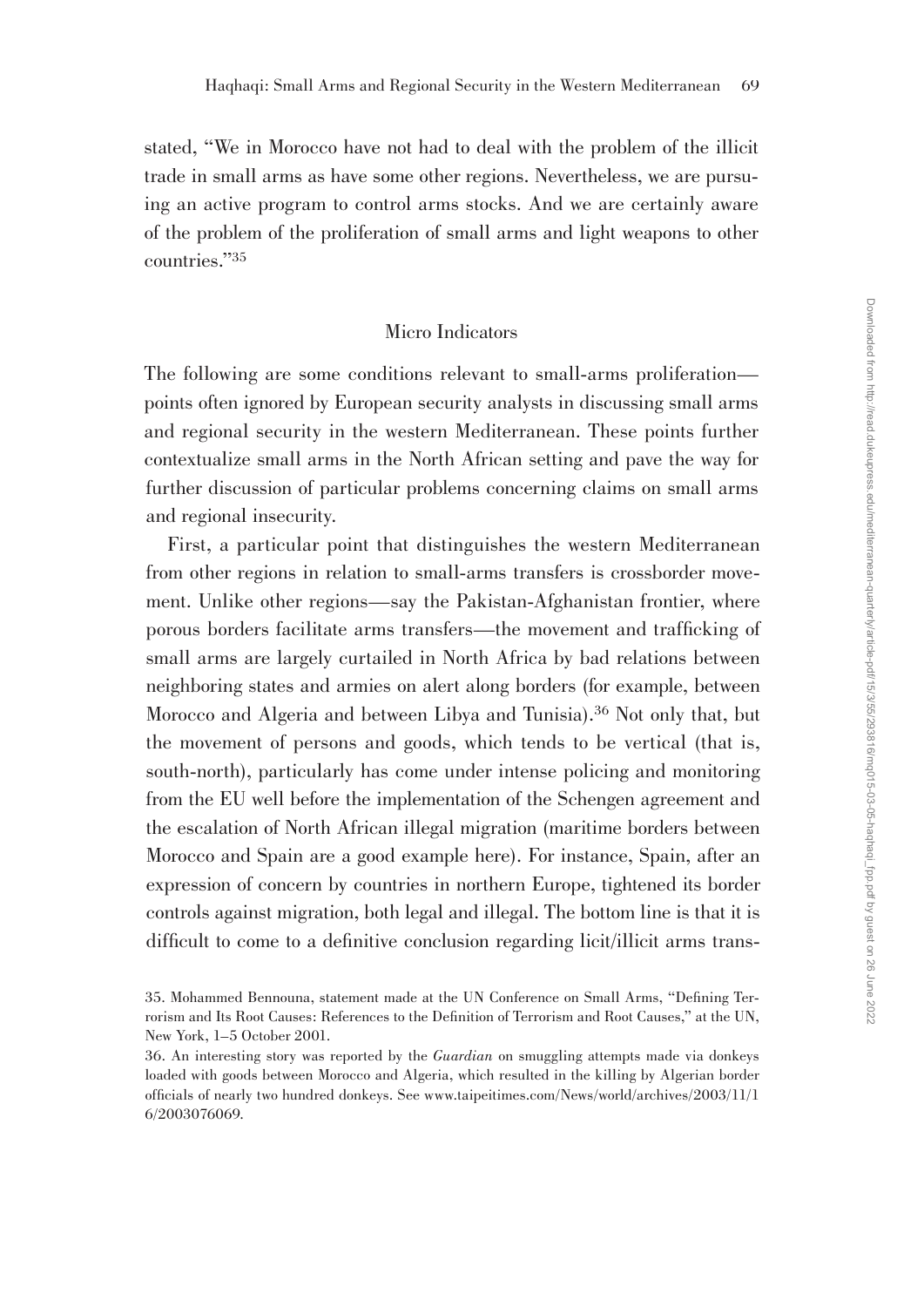stated, "We in Morocco have not had to deal with the problem of the illicit trade in small arms as have some other regions. Nevertheless, we are pursuing an active program to control arms stocks. And we are certainly aware of the problem of the proliferation of small arms and light weapons to other countries."[35]

## Micro Indicators

The following are some conditions relevant to small-arms proliferation—points often ignored by European security analysts in discussing small arms and regional security in the western Mediterranean. These points further contextualize small arms in the North African setting and pave the way for further discussion of particular problems concerning claims on small arms and regional insecurity.

First, a particular point that distinguishes the western Mediterranean from other regions in relation to small-arms transfers is crossborder movement. Unlike other regions—say the Pakistan-Afghanistan frontier, where porous borders facilitate arms transfers—the movement and trafficking of small arms are largely curtailed in North Africa by bad relations between neighboring states and armies on alert along borders (for example, between Morocco and Algeria and between Libya and Tunisia).[36] Not only that, but the movement of persons and goods, which tends to be vertical (that is, south-north), particularly has come under intense policing and monitoring from the EU well before the implementation of the Schengen agreement and the escalation of North African illegal migration (maritime borders between Morocco and Spain are a good example here). For instance, Spain, after an expression of concern by countries in northern Europe, tightened its border controls against migration, both legal and illegal. The bottom line is that it is difficult to come to a definitive conclusion regarding licit/illicit arms trans-

35. Mohammed Bennouna, statement made at the UN Conference on Small Arms, "Defining Terrorism and Its Root Causes: References to the Definition of Terrorism and Root Causes," at the UN, New York, 1–5 October 2001.

36. An interesting story was reported by the *Guardian* on smuggling attempts made via donkeys loaded with goods between Morocco and Algeria, which resulted in the killing by Algerian border officials of nearly two hundred donkeys. See www.taipeitimes.com/News/world/archives/2003/11/16/2003076069.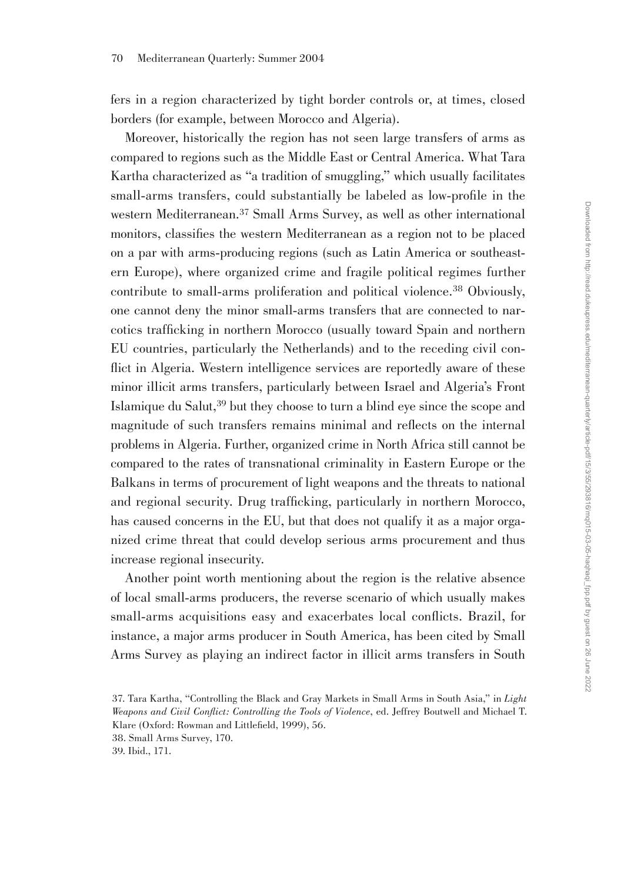fers in a region characterized by tight border controls or, at times, closed borders (for example, between Morocco and Algeria).

Moreover, historically the region has not seen large transfers of arms as compared to regions such as the Middle East or Central America. What Tara Kartha characterized as "a tradition of smuggling," which usually facilitates small-arms transfers, could substantially be labeled as low-profile in the western Mediterranean.[37] Small Arms Survey, as well as other international monitors, classifies the western Mediterranean as a region not to be placed on a par with arms-producing regions (such as Latin America or southeastern Europe), where organized crime and fragile political regimes further contribute to small-arms proliferation and political violence.[38] Obviously, one cannot deny the minor small-arms transfers that are connected to narcotics trafficking in northern Morocco (usually toward Spain and northern EU countries, particularly the Netherlands) and to the receding civil conflict in Algeria. Western intelligence services are reportedly aware of these minor illicit arms transfers, particularly between Israel and Algeria's Front Islamique du Salut,[39] but they choose to turn a blind eye since the scope and magnitude of such transfers remains minimal and reflects on the internal problems in Algeria. Further, organized crime in North Africa still cannot be compared to the rates of transnational criminality in Eastern Europe or the Balkans in terms of procurement of light weapons and the threats to national and regional security. Drug trafficking, particularly in northern Morocco, has caused concerns in the EU, but that does not qualify it as a major organized crime threat that could develop serious arms procurement and thus increase regional insecurity.

Another point worth mentioning about the region is the relative absence of local small-arms producers, the reverse scenario of which usually makes small-arms acquisitions easy and exacerbates local conflicts. Brazil, for instance, a major arms producer in South America, has been cited by Small Arms Survey as playing an indirect factor in illicit arms transfers in South

37. Tara Kartha, "Controlling the Black and Gray Markets in Small Arms in South Asia," in *Light Weapons and Civil Conflict: Controlling the Tools of Violence*, ed. Jeffrey Boutwell and Michael T. Klare (Oxford: Rowman and Littlefield, 1999), 56.

38. Small Arms Survey, 170.

39. Ibid., 171.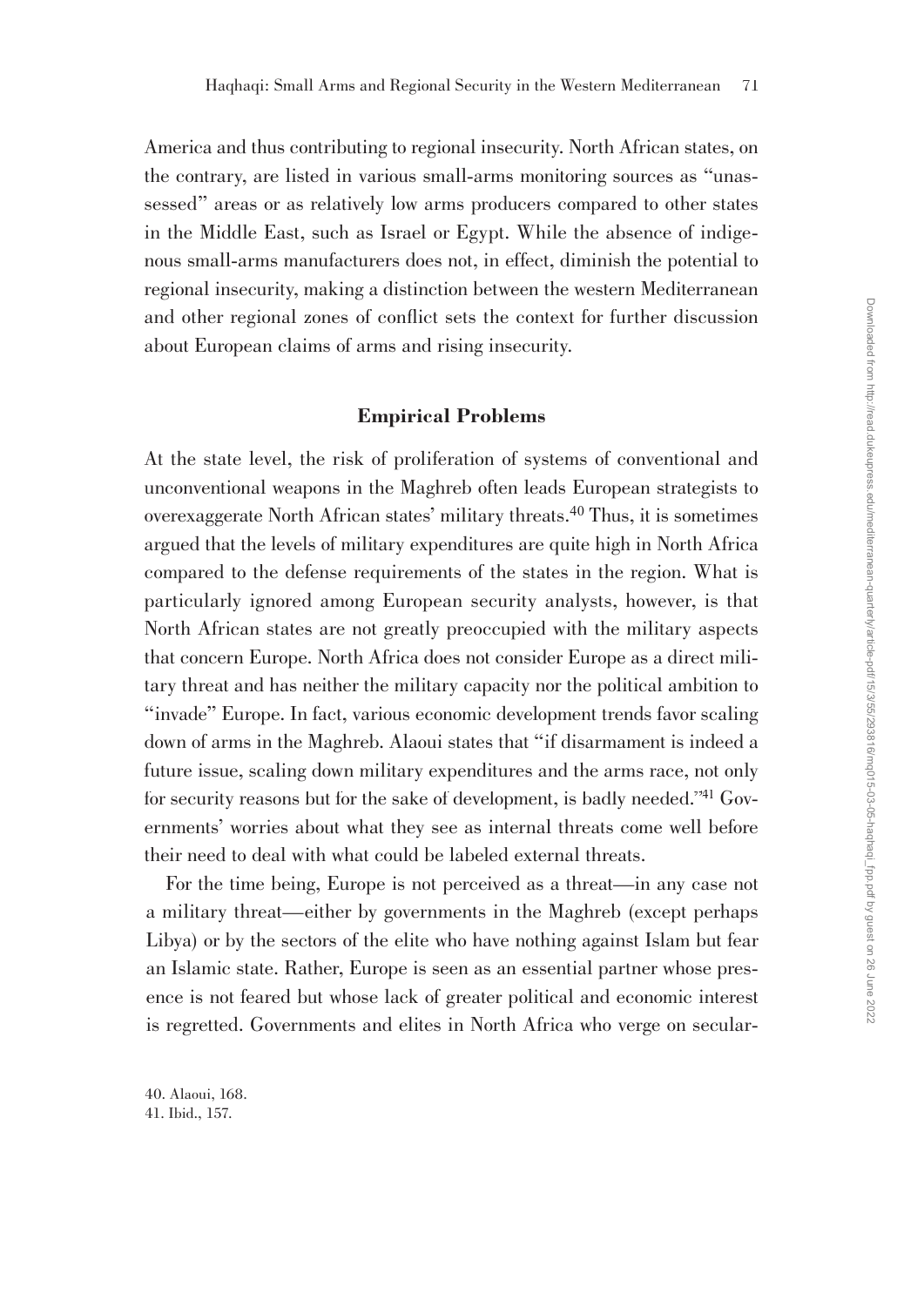America and thus contributing to regional insecurity. North African states, on the contrary, are listed in various small-arms monitoring sources as "unassessed" areas or as relatively low arms producers compared to other states in the Middle East, such as Israel or Egypt. While the absence of indigenous small-arms manufacturers does not, in effect, diminish the potential to regional insecurity, making a distinction between the western Mediterranean and other regional zones of conflict sets the context for further discussion about European claims of arms and rising insecurity.

## Empirical Problems

At the state level, the risk of proliferation of systems of conventional and unconventional weapons in the Maghreb often leads European strategists to overexaggerate North African states' military threats.[40] Thus, it is sometimes argued that the levels of military expenditures are quite high in North Africa compared to the defense requirements of the states in the region. What is particularly ignored among European security analysts, however, is that North African states are not greatly preoccupied with the military aspects that concern Europe. North Africa does not consider Europe as a direct military threat and has neither the military capacity nor the political ambition to "invade" Europe. In fact, various economic development trends favor scaling down of arms in the Maghreb. Alaoui states that "if disarmament is indeed a future issue, scaling down military expenditures and the arms race, not only for security reasons but for the sake of development, is badly needed."[41] Governments' worries about what they see as internal threats come well before their need to deal with what could be labeled external threats.

For the time being, Europe is not perceived as a threat—in any case not a military threat—either by governments in the Maghreb (except perhaps Libya) or by the sectors of the elite who have nothing against Islam but fear an Islamic state. Rather, Europe is seen as an essential partner whose presence is not feared but whose lack of greater political and economic interest is regretted. Governments and elites in North Africa who verge on secular-

40. Alaoui, 168.
41. Ibid., 157.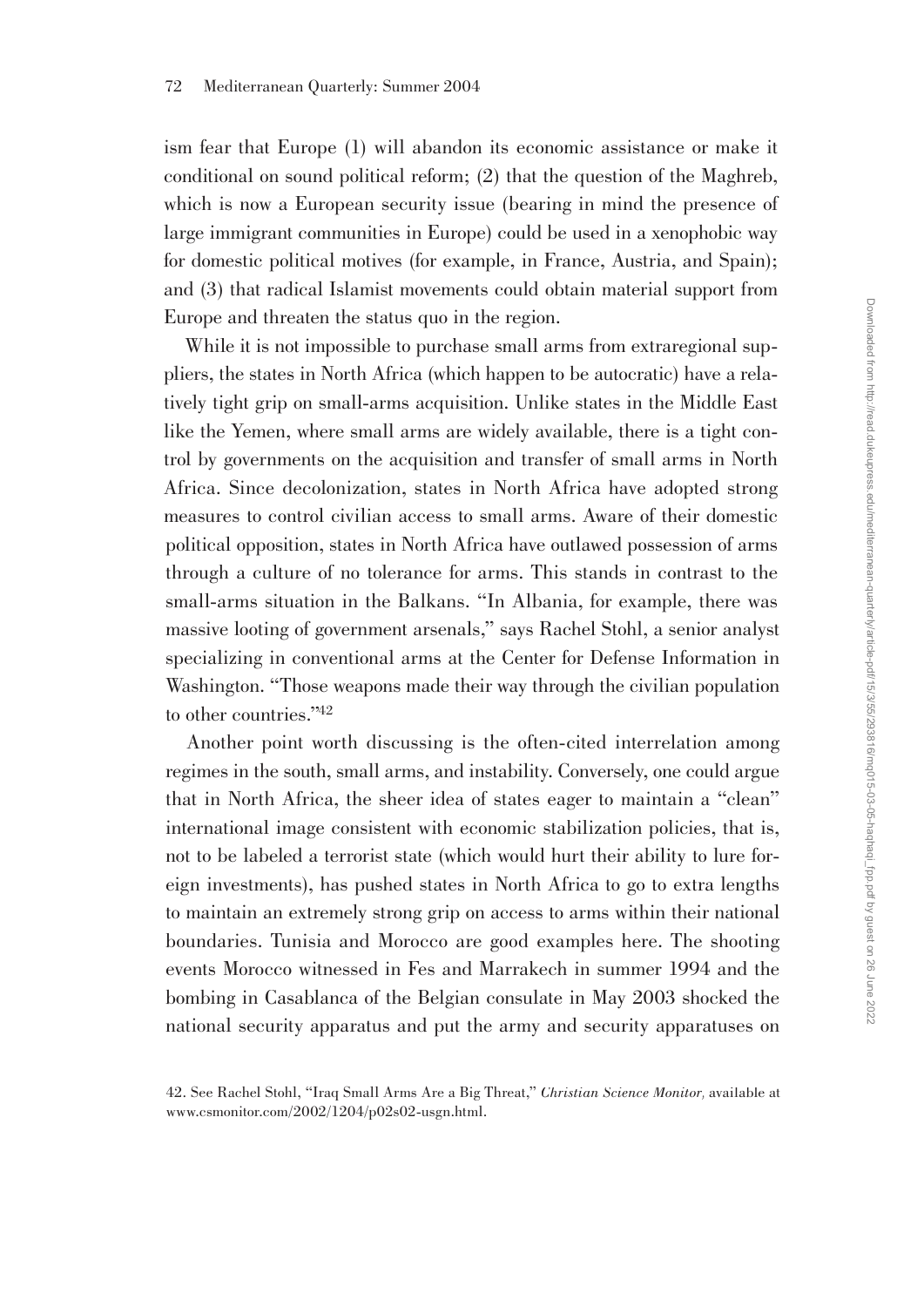ism fear that Europe (1) will abandon its economic assistance or make it conditional on sound political reform; (2) that the question of the Maghreb, which is now a European security issue (bearing in mind the presence of large immigrant communities in Europe) could be used in a xenophobic way for domestic political motives (for example, in France, Austria, and Spain); and (3) that radical Islamist movements could obtain material support from Europe and threaten the status quo in the region.

While it is not impossible to purchase small arms from extraregional suppliers, the states in North Africa (which happen to be autocratic) have a relatively tight grip on small-arms acquisition. Unlike states in the Middle East like the Yemen, where small arms are widely available, there is a tight control by governments on the acquisition and transfer of small arms in North Africa. Since decolonization, states in North Africa have adopted strong measures to control civilian access to small arms. Aware of their domestic political opposition, states in North Africa have outlawed possession of arms through a culture of no tolerance for arms. This stands in contrast to the small-arms situation in the Balkans. "In Albania, for example, there was massive looting of government arsenals," says Rachel Stohl, a senior analyst specializing in conventional arms at the Center for Defense Information in Washington. "Those weapons made their way through the civilian population to other countries."[42]

Another point worth discussing is the often-cited interrelation among regimes in the south, small arms, and instability. Conversely, one could argue that in North Africa, the sheer idea of states eager to maintain a "clean" international image consistent with economic stabilization policies, that is, not to be labeled a terrorist state (which would hurt their ability to lure foreign investments), has pushed states in North Africa to go to extra lengths to maintain an extremely strong grip on access to arms within their national boundaries. Tunisia and Morocco are good examples here. The shooting events Morocco witnessed in Fes and Marrakech in summer 1994 and the bombing in Casablanca of the Belgian consulate in May 2003 shocked the national security apparatus and put the army and security apparatuses on

42. See Rachel Stohl, "Iraq Small Arms Are a Big Threat," *Christian Science Monitor,* available at www.csmonitor.com/2002/1204/p02s02-usgn.html.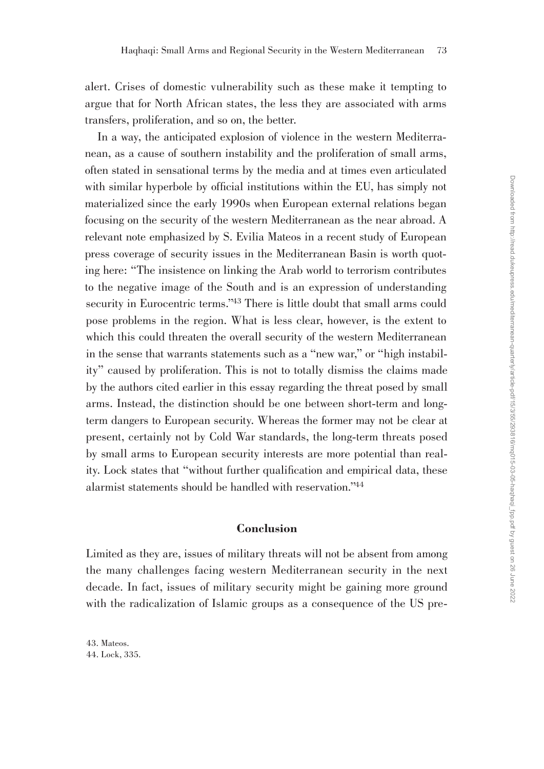alert. Crises of domestic vulnerability such as these make it tempting to argue that for North African states, the less they are associated with arms transfers, proliferation, and so on, the better.

In a way, the anticipated explosion of violence in the western Mediterranean, as a cause of southern instability and the proliferation of small arms, often stated in sensational terms by the media and at times even articulated with similar hyperbole by official institutions within the EU, has simply not materialized since the early 1990s when European external relations began focusing on the security of the western Mediterranean as the near abroad. A relevant note emphasized by S. Evilia Mateos in a recent study of European press coverage of security issues in the Mediterranean Basin is worth quoting here: "The insistence on linking the Arab world to terrorism contributes to the negative image of the South and is an expression of understanding security in Eurocentric terms."[43] There is little doubt that small arms could pose problems in the region. What is less clear, however, is the extent to which this could threaten the overall security of the western Mediterranean in the sense that warrants statements such as a "new war," or "high instability" caused by proliferation. This is not to totally dismiss the claims made by the authors cited earlier in this essay regarding the threat posed by small arms. Instead, the distinction should be one between short-term and long-term dangers to European security. Whereas the former may not be clear at present, certainly not by Cold War standards, the long-term threats posed by small arms to European security interests are more potential than reality. Lock states that "without further qualification and empirical data, these alarmist statements should be handled with reservation."[44]

## Conclusion

Limited as they are, issues of military threats will not be absent from among the many challenges facing western Mediterranean security in the next decade. In fact, issues of military security might be gaining more ground with the radicalization of Islamic groups as a consequence of the US pre-

43. Mateos.
44. Lock, 335.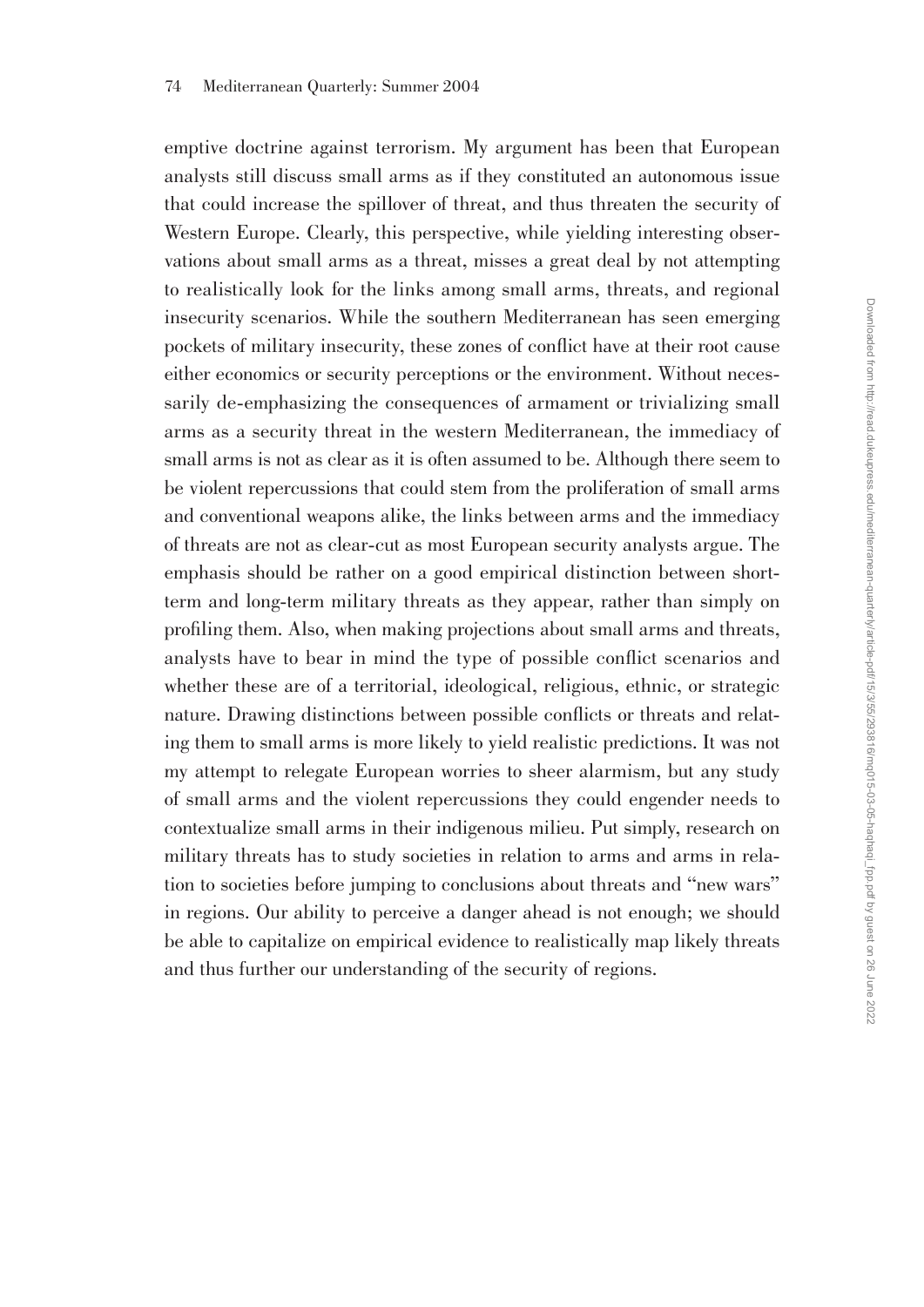emptive doctrine against terrorism. My argument has been that European analysts still discuss small arms as if they constituted an autonomous issue that could increase the spillover of threat, and thus threaten the security of Western Europe. Clearly, this perspective, while yielding interesting observations about small arms as a threat, misses a great deal by not attempting to realistically look for the links among small arms, threats, and regional insecurity scenarios. While the southern Mediterranean has seen emerging pockets of military insecurity, these zones of conflict have at their root cause either economics or security perceptions or the environment. Without necessarily de-emphasizing the consequences of armament or trivializing small arms as a security threat in the western Mediterranean, the immediacy of small arms is not as clear as it is often assumed to be. Although there seem to be violent repercussions that could stem from the proliferation of small arms and conventional weapons alike, the links between arms and the immediacy of threats are not as clear-cut as most European security analysts argue. The emphasis should be rather on a good empirical distinction between short-term and long-term military threats as they appear, rather than simply on profiling them. Also, when making projections about small arms and threats, analysts have to bear in mind the type of possible conflict scenarios and whether these are of a territorial, ideological, religious, ethnic, or strategic nature. Drawing distinctions between possible conflicts or threats and relating them to small arms is more likely to yield realistic predictions. It was not my attempt to relegate European worries to sheer alarmism, but any study of small arms and the violent repercussions they could engender needs to contextualize small arms in their indigenous milieu. Put simply, research on military threats has to study societies in relation to arms and arms in relation to societies before jumping to conclusions about threats and "new wars" in regions. Our ability to perceive a danger ahead is not enough; we should be able to capitalize on empirical evidence to realistically map likely threats and thus further our understanding of the security of regions.